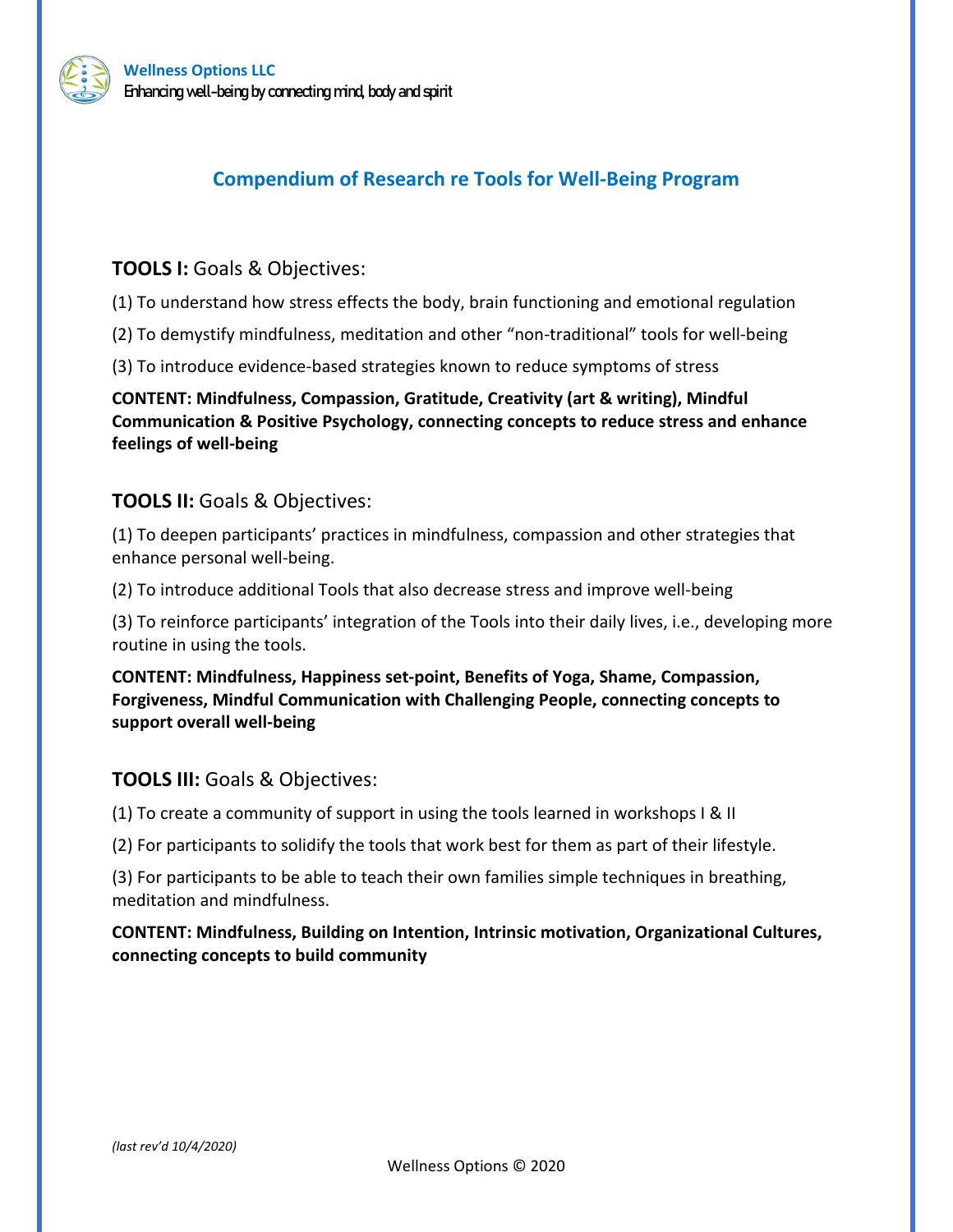**Wellness Options LLC**
Enhancing well-being by connecting mind, body and spirit

## Compendium of Research re Tools for Well-Being Program

### **TOOLS I:** Goals & Objectives:

(1) To understand how stress effects the body, brain functioning and emotional regulation

(2) To demystify mindfulness, meditation and other "non-traditional" tools for well-being

(3) To introduce evidence-based strategies known to reduce symptoms of stress

**CONTENT: Mindfulness, Compassion, Gratitude, Creativity (art & writing), Mindful Communication & Positive Psychology, connecting concepts to reduce stress and enhance feelings of well-being**

### **TOOLS II:** Goals & Objectives:

(1) To deepen participants' practices in mindfulness, compassion and other strategies that enhance personal well-being.

(2) To introduce additional Tools that also decrease stress and improve well-being

(3) To reinforce participants' integration of the Tools into their daily lives, i.e., developing more routine in using the tools.

**CONTENT: Mindfulness, Happiness set-point, Benefits of Yoga, Shame, Compassion, Forgiveness, Mindful Communication with Challenging People, connecting concepts to support overall well-being**

### **TOOLS III:** Goals & Objectives:

(1) To create a community of support in using the tools learned in workshops I & II

(2) For participants to solidify the tools that work best for them as part of their lifestyle.

(3) For participants to be able to teach their own families simple techniques in breathing, meditation and mindfulness.

**CONTENT: Mindfulness, Building on Intention, Intrinsic motivation, Organizational Cultures, connecting concepts to build community**

*(last rev'd 10/4/2020)*

Wellness Options © 2020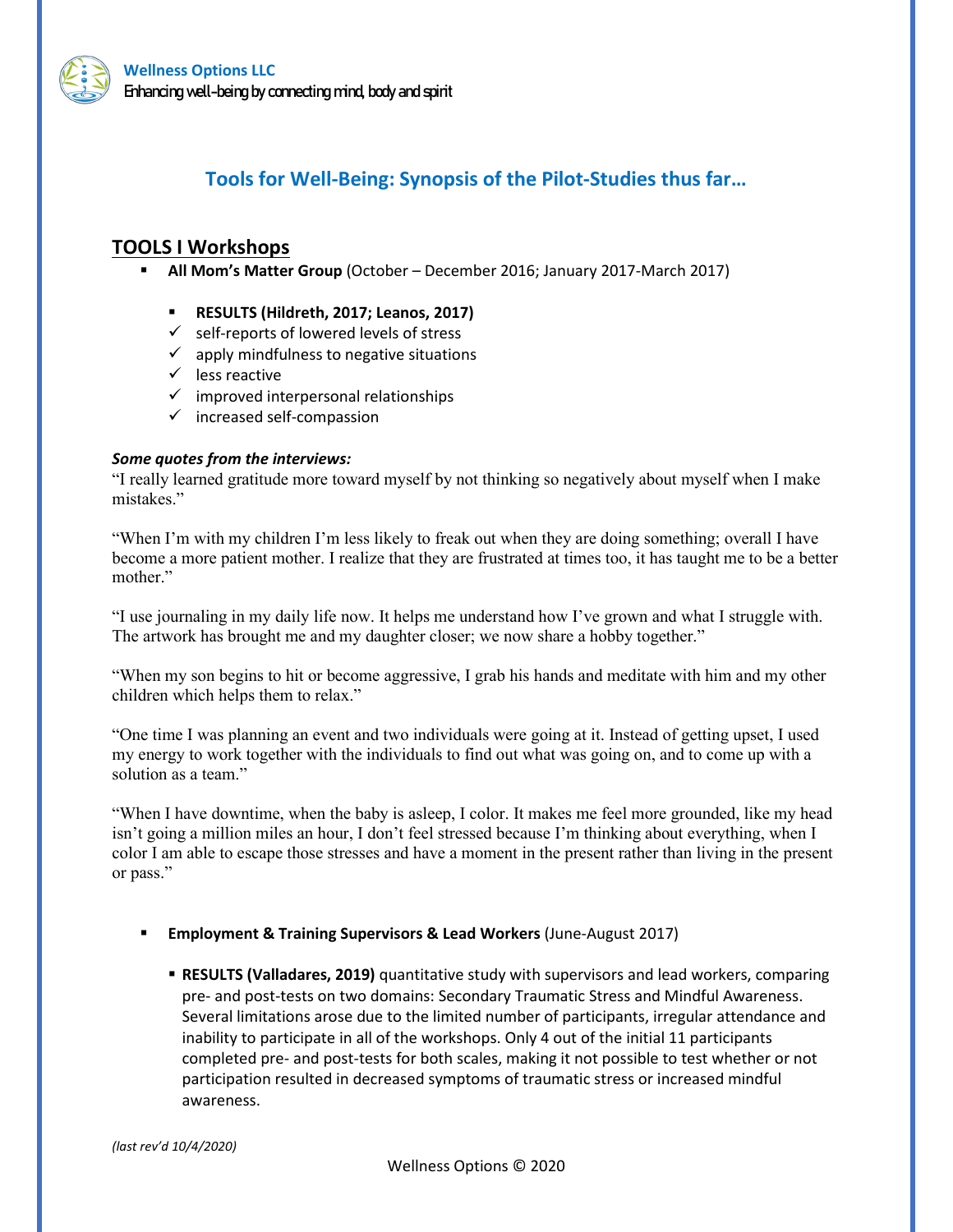## Tools for Well-Being: Synopsis of the Pilot-Studies thus far…

### TOOLS I Workshops

- **All Mom's Matter Group** (October – December 2016; January 2017-March 2017)
  - **RESULTS (Hildreth, 2017; Leanos, 2017)**
  - ✓ self-reports of lowered levels of stress
  - ✓ apply mindfulness to negative situations
  - ✓ less reactive
  - ✓ improved interpersonal relationships
  - ✓ increased self-compassion

***Some quotes from the interviews:***

"I really learned gratitude more toward myself by not thinking so negatively about myself when I make mistakes."

"When I'm with my children I'm less likely to freak out when they are doing something; overall I have become a more patient mother. I realize that they are frustrated at times too, it has taught me to be a better mother."

"I use journaling in my daily life now. It helps me understand how I've grown and what I struggle with. The artwork has brought me and my daughter closer; we now share a hobby together."

"When my son begins to hit or become aggressive, I grab his hands and meditate with him and my other children which helps them to relax."

"One time I was planning an event and two individuals were going at it. Instead of getting upset, I used my energy to work together with the individuals to find out what was going on, and to come up with a solution as a team."

"When I have downtime, when the baby is asleep, I color. It makes me feel more grounded, like my head isn't going a million miles an hour, I don't feel stressed because I'm thinking about everything, when I color I am able to escape those stresses and have a moment in the present rather than living in the present or pass."

- **Employment & Training Supervisors & Lead Workers** (June-August 2017)
  - **RESULTS (Valladares, 2019)** quantitative study with supervisors and lead workers, comparing pre- and post-tests on two domains: Secondary Traumatic Stress and Mindful Awareness. Several limitations arose due to the limited number of participants, irregular attendance and inability to participate in all of the workshops. Only 4 out of the initial 11 participants completed pre- and post-tests for both scales, making it not possible to test whether or not participation resulted in decreased symptoms of traumatic stress or increased mindful awareness.

*(last rev'd 10/4/2020)*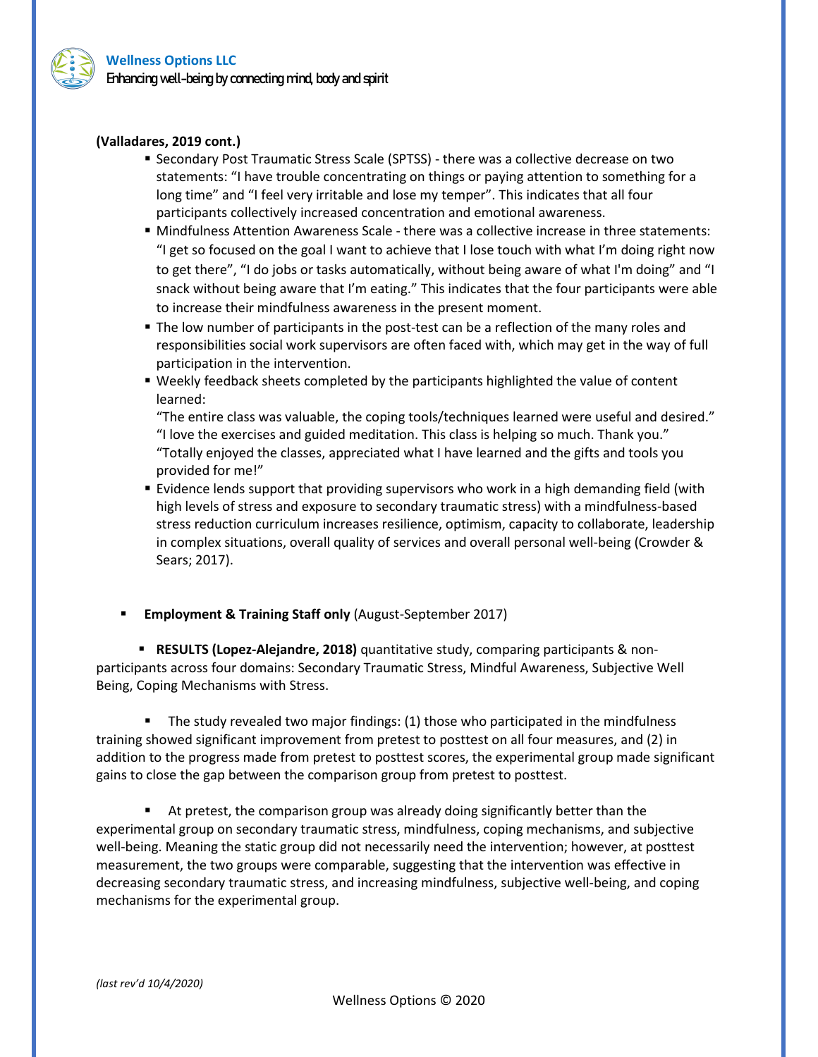**(Valladares, 2019 cont.)**

- Secondary Post Traumatic Stress Scale (SPTSS) - there was a collective decrease on two statements: "I have trouble concentrating on things or paying attention to something for a long time" and "I feel very irritable and lose my temper". This indicates that all four participants collectively increased concentration and emotional awareness.
- Mindfulness Attention Awareness Scale - there was a collective increase in three statements: "I get so focused on the goal I want to achieve that I lose touch with what I'm doing right now to get there", "I do jobs or tasks automatically, without being aware of what I'm doing" and "I snack without being aware that I'm eating." This indicates that the four participants were able to increase their mindfulness awareness in the present moment.
- The low number of participants in the post-test can be a reflection of the many roles and responsibilities social work supervisors are often faced with, which may get in the way of full participation in the intervention.
- Weekly feedback sheets completed by the participants highlighted the value of content learned:
  "The entire class was valuable, the coping tools/techniques learned were useful and desired."
  "I love the exercises and guided meditation. This class is helping so much. Thank you."
  "Totally enjoyed the classes, appreciated what I have learned and the gifts and tools you provided for me!"
- Evidence lends support that providing supervisors who work in a high demanding field (with high levels of stress and exposure to secondary traumatic stress) with a mindfulness-based stress reduction curriculum increases resilience, optimism, capacity to collaborate, leadership in complex situations, overall quality of services and overall personal well-being (Crowder & Sears; 2017).

- **Employment & Training Staff only** (August-September 2017)

- **RESULTS (Lopez-Alejandre, 2018)** quantitative study, comparing participants & non-participants across four domains: Secondary Traumatic Stress, Mindful Awareness, Subjective Well Being, Coping Mechanisms with Stress.

- The study revealed two major findings: (1) those who participated in the mindfulness training showed significant improvement from pretest to posttest on all four measures, and (2) in addition to the progress made from pretest to posttest scores, the experimental group made significant gains to close the gap between the comparison group from pretest to posttest.

- At pretest, the comparison group was already doing significantly better than the experimental group on secondary traumatic stress, mindfulness, coping mechanisms, and subjective well-being. Meaning the static group did not necessarily need the intervention; however, at posttest measurement, the two groups were comparable, suggesting that the intervention was effective in decreasing secondary traumatic stress, and increasing mindfulness, subjective well-being, and coping mechanisms for the experimental group.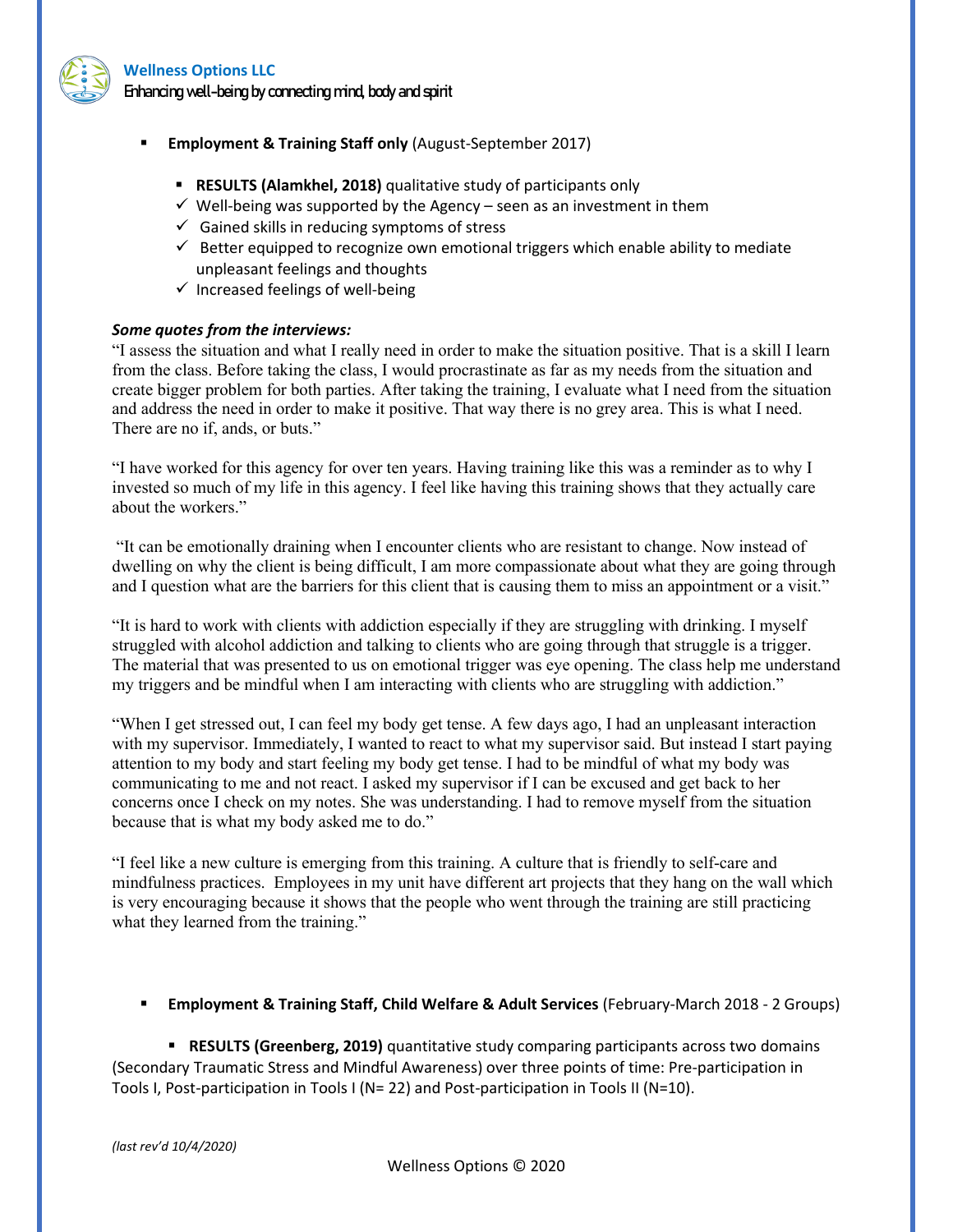- **Employment & Training Staff only** (August-September 2017)

  - **RESULTS (Alamkhel, 2018)** qualitative study of participants only
  - ✓ Well-being was supported by the Agency – seen as an investment in them
  - ✓ Gained skills in reducing symptoms of stress
  - ✓ Better equipped to recognize own emotional triggers which enable ability to mediate unpleasant feelings and thoughts
  - ✓ Increased feelings of well-being

***Some quotes from the interviews:***

"I assess the situation and what I really need in order to make the situation positive. That is a skill I learn from the class. Before taking the class, I would procrastinate as far as my needs from the situation and create bigger problem for both parties. After taking the training, I evaluate what I need from the situation and address the need in order to make it positive. That way there is no grey area. This is what I need. There are no if, ands, or buts."

"I have worked for this agency for over ten years. Having training like this was a reminder as to why I invested so much of my life in this agency. I feel like having this training shows that they actually care about the workers."

"It can be emotionally draining when I encounter clients who are resistant to change. Now instead of dwelling on why the client is being difficult, I am more compassionate about what they are going through and I question what are the barriers for this client that is causing them to miss an appointment or a visit."

"It is hard to work with clients with addiction especially if they are struggling with drinking. I myself struggled with alcohol addiction and talking to clients who are going through that struggle is a trigger. The material that was presented to us on emotional trigger was eye opening. The class help me understand my triggers and be mindful when I am interacting with clients who are struggling with addiction."

"When I get stressed out, I can feel my body get tense. A few days ago, I had an unpleasant interaction with my supervisor. Immediately, I wanted to react to what my supervisor said. But instead I start paying attention to my body and start feeling my body get tense. I had to be mindful of what my body was communicating to me and not react. I asked my supervisor if I can be excused and get back to her concerns once I check on my notes. She was understanding. I had to remove myself from the situation because that is what my body asked me to do."

"I feel like a new culture is emerging from this training. A culture that is friendly to self-care and mindfulness practices. Employees in my unit have different art projects that they hang on the wall which is very encouraging because it shows that the people who went through the training are still practicing what they learned from the training."

- **Employment & Training Staff, Child Welfare & Adult Services** (February-March 2018 - 2 Groups)

  - **RESULTS (Greenberg, 2019)** quantitative study comparing participants across two domains (Secondary Traumatic Stress and Mindful Awareness) over three points of time: Pre-participation in Tools I, Post-participation in Tools I (N= 22) and Post-participation in Tools II (N=10).

*(last rev'd 10/4/2020)*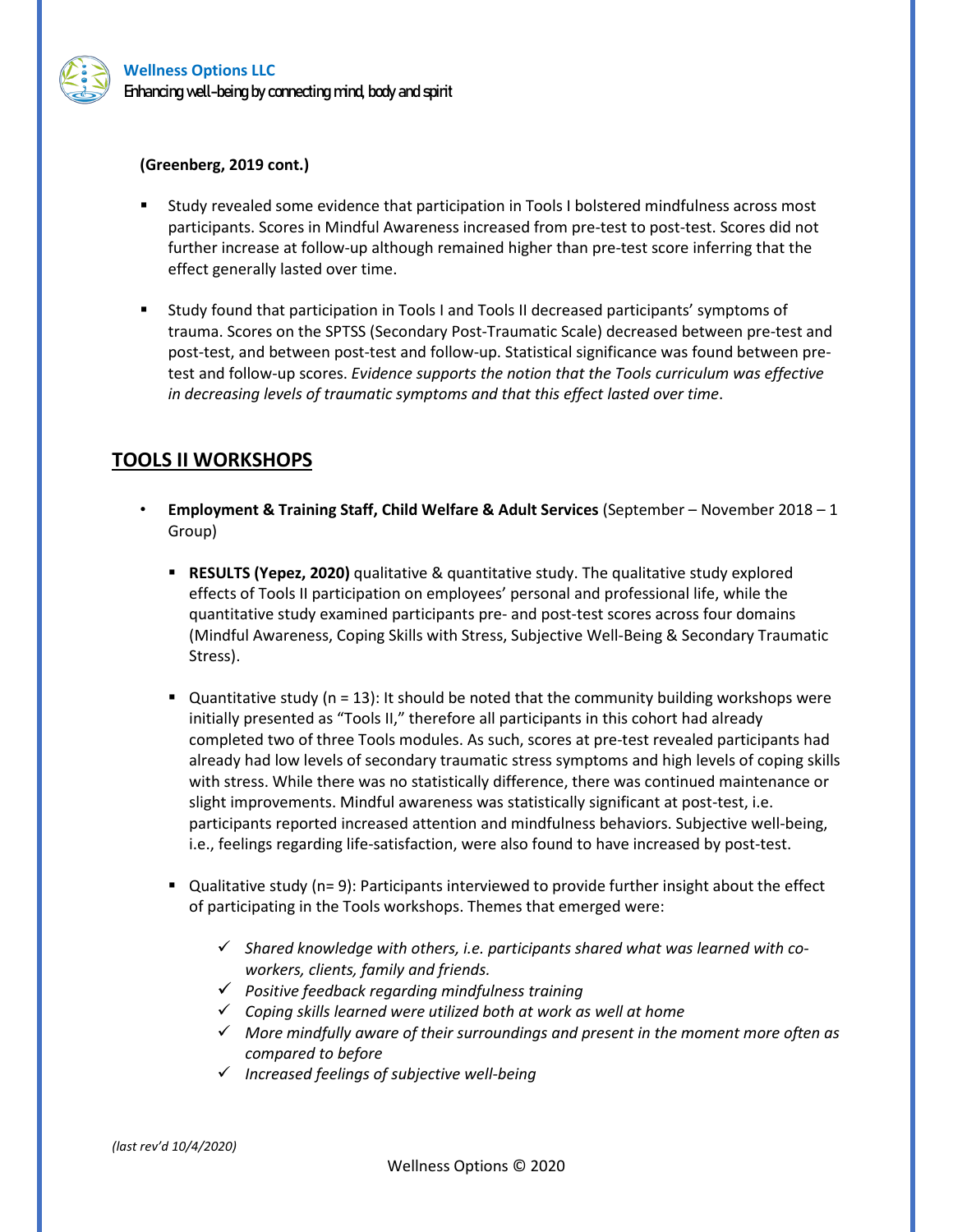**(Greenberg, 2019 cont.)**

- Study revealed some evidence that participation in Tools I bolstered mindfulness across most participants. Scores in Mindful Awareness increased from pre-test to post-test. Scores did not further increase at follow-up although remained higher than pre-test score inferring that the effect generally lasted over time.

- Study found that participation in Tools I and Tools II decreased participants' symptoms of trauma. Scores on the SPTSS (Secondary Post-Traumatic Scale) decreased between pre-test and post-test, and between post-test and follow-up. Statistical significance was found between pre-test and follow-up scores. *Evidence supports the notion that the Tools curriculum was effective in decreasing levels of traumatic symptoms and that this effect lasted over time*.

## TOOLS II WORKSHOPS

- **Employment & Training Staff, Child Welfare & Adult Services** (September – November 2018 – 1 Group)

  - **RESULTS (Yepez, 2020)** qualitative & quantitative study. The qualitative study explored effects of Tools II participation on employees' personal and professional life, while the quantitative study examined participants pre- and post-test scores across four domains (Mindful Awareness, Coping Skills with Stress, Subjective Well-Being & Secondary Traumatic Stress).

  - Quantitative study (n = 13): It should be noted that the community building workshops were initially presented as "Tools II," therefore all participants in this cohort had already completed two of three Tools modules. As such, scores at pre-test revealed participants had already had low levels of secondary traumatic stress symptoms and high levels of coping skills with stress. While there was no statistically difference, there was continued maintenance or slight improvements. Mindful awareness was statistically significant at post-test, i.e. participants reported increased attention and mindfulness behaviors. Subjective well-being, i.e., feelings regarding life-satisfaction, were also found to have increased by post-test.

  - Qualitative study (n= 9): Participants interviewed to provide further insight about the effect of participating in the Tools workshops. Themes that emerged were:

    - ✓ *Shared knowledge with others, i.e. participants shared what was learned with co-workers, clients, family and friends.*
    - ✓ *Positive feedback regarding mindfulness training*
    - ✓ *Coping skills learned were utilized both at work as well at home*
    - ✓ *More mindfully aware of their surroundings and present in the moment more often as compared to before*
    - ✓ *Increased feelings of subjective well-being*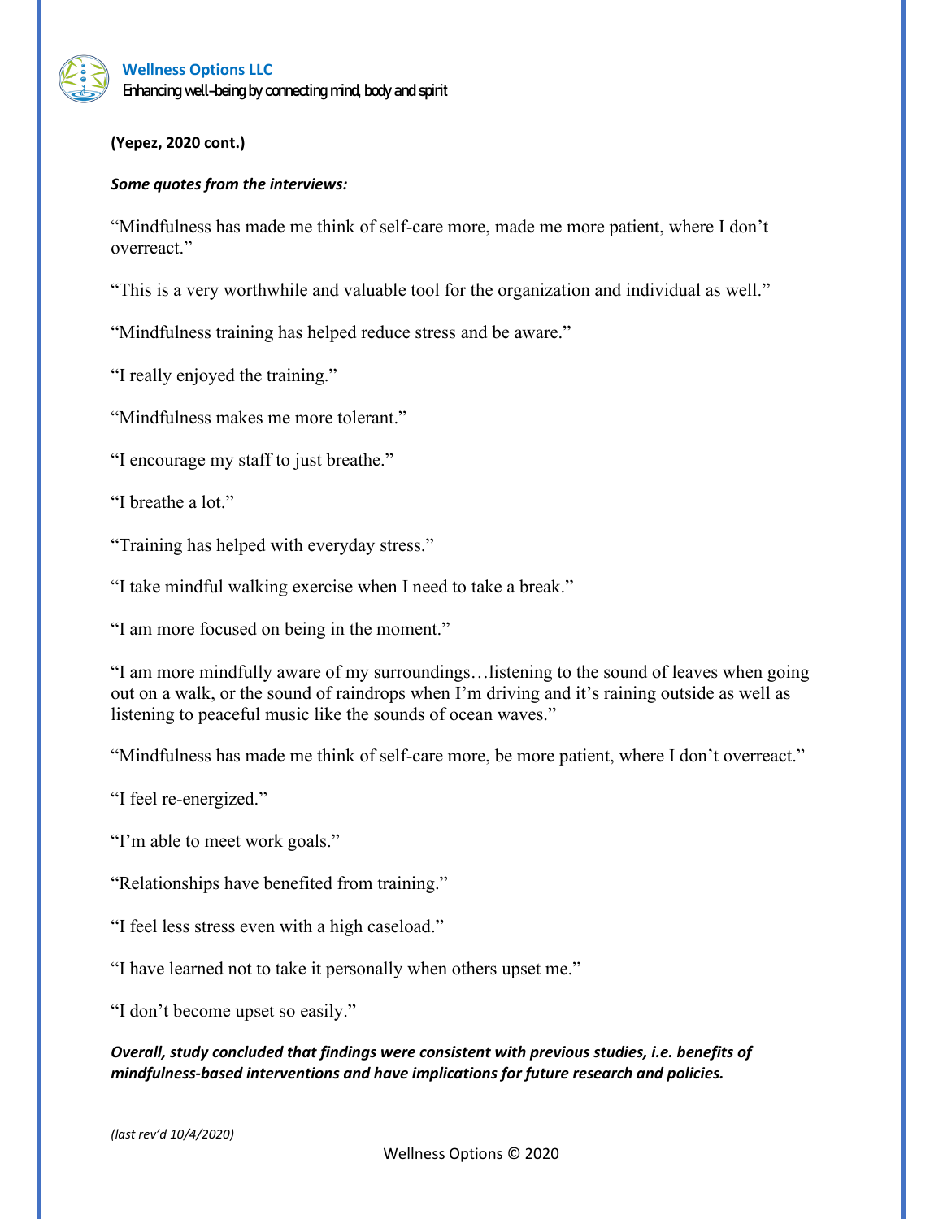**(Yepez, 2020 cont.)**

***Some quotes from the interviews:***

"Mindfulness has made me think of self-care more, made me more patient, where I don't overreact."

"This is a very worthwhile and valuable tool for the organization and individual as well."

"Mindfulness training has helped reduce stress and be aware."

"I really enjoyed the training."

"Mindfulness makes me more tolerant."

"I encourage my staff to just breathe."

"I breathe a lot."

"Training has helped with everyday stress."

"I take mindful walking exercise when I need to take a break."

"I am more focused on being in the moment."

"I am more mindfully aware of my surroundings…listening to the sound of leaves when going out on a walk, or the sound of raindrops when I'm driving and it's raining outside as well as listening to peaceful music like the sounds of ocean waves."

"Mindfulness has made me think of self-care more, be more patient, where I don't overreact."

"I feel re-energized."

"I'm able to meet work goals."

"Relationships have benefited from training."

"I feel less stress even with a high caseload."

"I have learned not to take it personally when others upset me."

"I don't become upset so easily."

***Overall, study concluded that findings were consistent with previous studies, i.e. benefits of mindfulness-based interventions and have implications for future research and policies.***

*(last rev'd 10/4/2020)*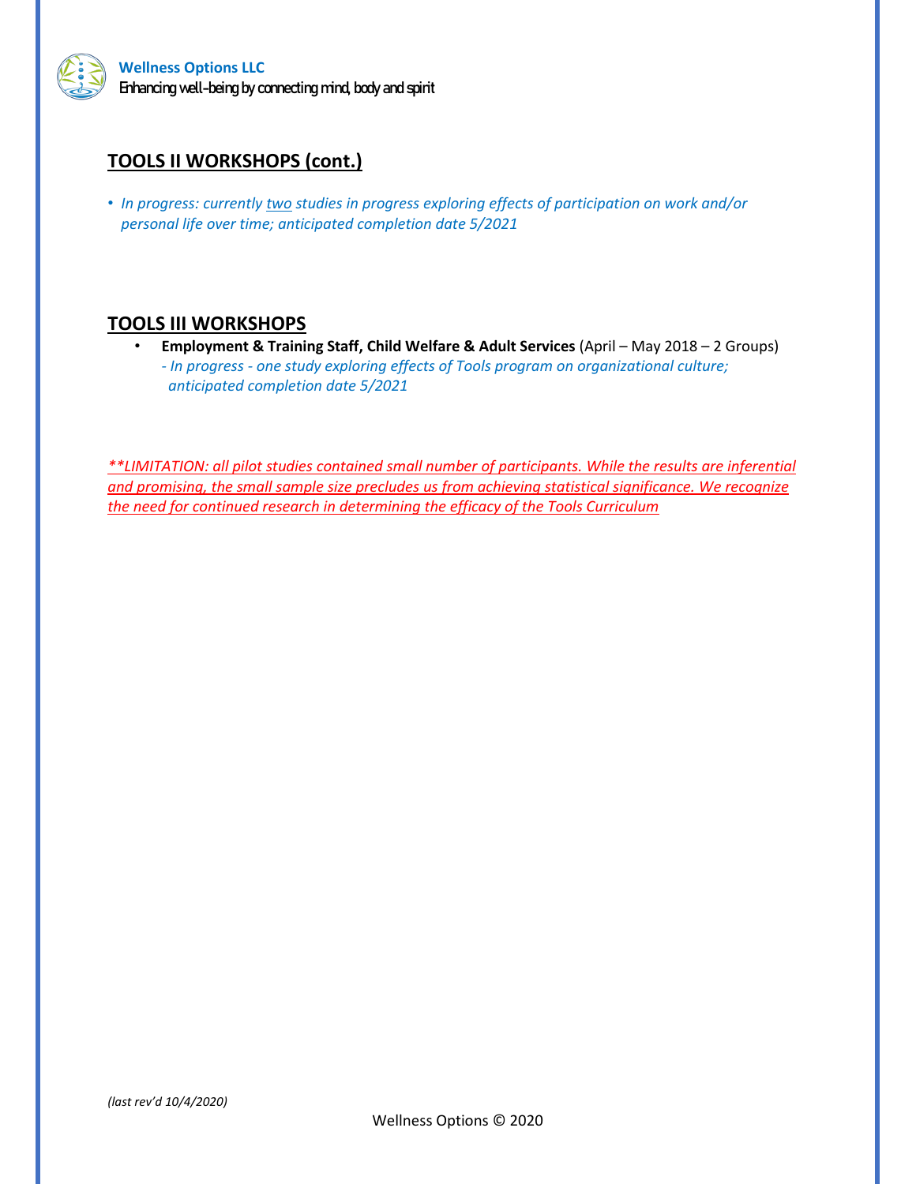## TOOLS II WORKSHOPS (cont.)

- *In progress: currently two studies in progress exploring effects of participation on work and/or personal life over time; anticipated completion date 5/2021*

## TOOLS III WORKSHOPS

- **Employment & Training Staff, Child Welfare & Adult Services** (April – May 2018 – 2 Groups)
  *- In progress - one study exploring effects of Tools program on organizational culture; anticipated completion date 5/2021*

*\*\*LIMITATION: all pilot studies contained small number of participants. While the results are inferential and promising, the small sample size precludes us from achieving statistical significance. We recognize the need for continued research in determining the efficacy of the Tools Curriculum*

*(last rev'd 10/4/2020)*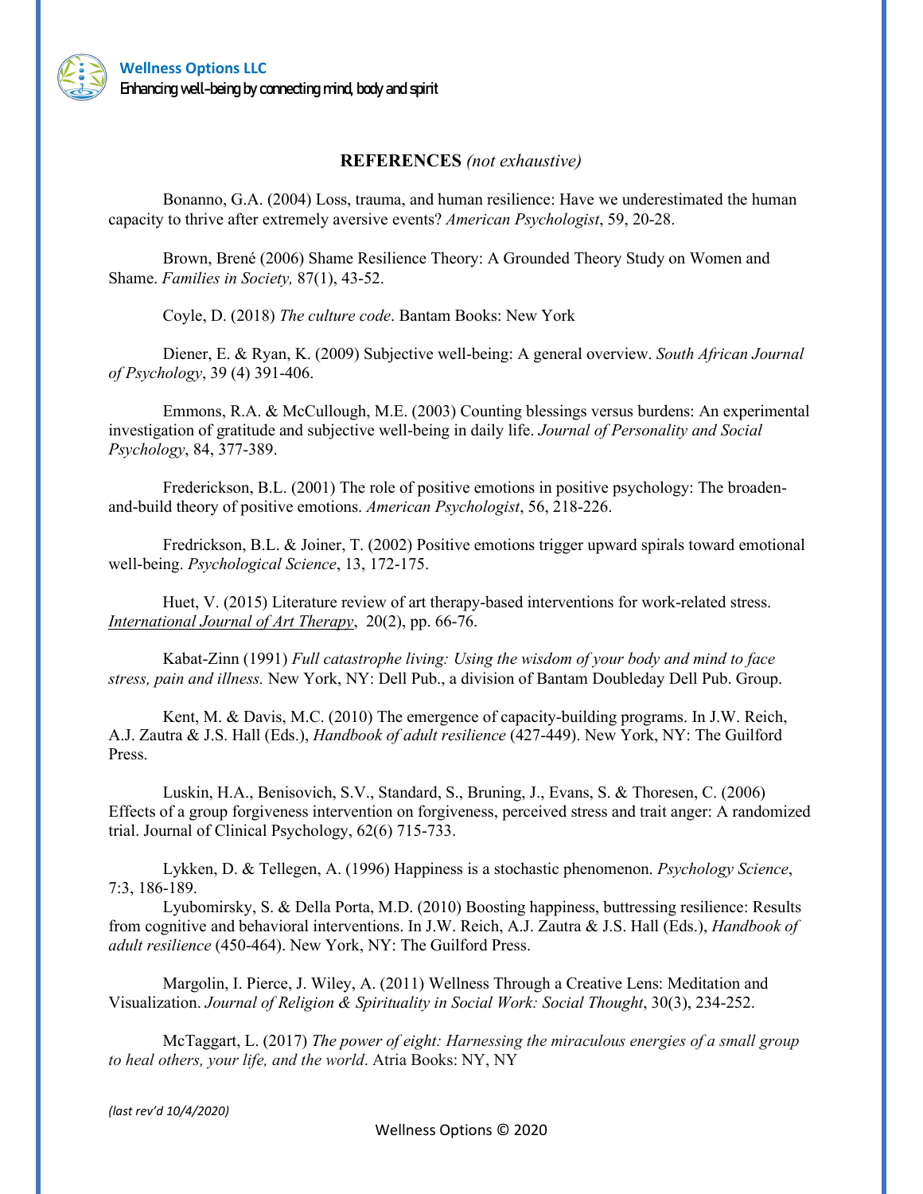**REFERENCES** *(not exhaustive)*

Bonanno, G.A. (2004) Loss, trauma, and human resilience: Have we underestimated the human capacity to thrive after extremely aversive events? *American Psychologist*, 59, 20-28.

Brown, Brené (2006) Shame Resilience Theory: A Grounded Theory Study on Women and Shame. *Families in Society,* 87(1), 43-52.

Coyle, D. (2018) *The culture code*. Bantam Books: New York

Diener, E. & Ryan, K. (2009) Subjective well-being: A general overview. *South African Journal of Psychology*, 39 (4) 391-406.

Emmons, R.A. & McCullough, M.E. (2003) Counting blessings versus burdens: An experimental investigation of gratitude and subjective well-being in daily life. *Journal of Personality and Social Psychology*, 84, 377-389.

Frederickson, B.L. (2001) The role of positive emotions in positive psychology: The broaden-and-build theory of positive emotions. *American Psychologist*, 56, 218-226.

Fredrickson, B.L. & Joiner, T. (2002) Positive emotions trigger upward spirals toward emotional well-being. *Psychological Science*, 13, 172-175.

Huet, V. (2015) Literature review of art therapy-based interventions for work-related stress. *International Journal of Art Therapy*, 20(2), pp. 66-76.

Kabat-Zinn (1991) *Full catastrophe living: Using the wisdom of your body and mind to face stress, pain and illness.* New York, NY: Dell Pub., a division of Bantam Doubleday Dell Pub. Group.

Kent, M. & Davis, M.C. (2010) The emergence of capacity-building programs. In J.W. Reich, A.J. Zautra & J.S. Hall (Eds.), *Handbook of adult resilience* (427-449). New York, NY: The Guilford Press.

Luskin, H.A., Benisovich, S.V., Standard, S., Bruning, J., Evans, S. & Thoresen, C. (2006) Effects of a group forgiveness intervention on forgiveness, perceived stress and trait anger: A randomized trial. Journal of Clinical Psychology, 62(6) 715-733.

Lykken, D. & Tellegen, A. (1996) Happiness is a stochastic phenomenon. *Psychology Science*, 7:3, 186-189.

Lyubomirsky, S. & Della Porta, M.D. (2010) Boosting happiness, buttressing resilience: Results from cognitive and behavioral interventions. In J.W. Reich, A.J. Zautra & J.S. Hall (Eds.), *Handbook of adult resilience* (450-464). New York, NY: The Guilford Press.

Margolin, I. Pierce, J. Wiley, A. (2011) Wellness Through a Creative Lens: Meditation and Visualization. *Journal of Religion & Spirituality in Social Work: Social Thought*, 30(3), 234-252.

McTaggart, L. (2017) *The power of eight: Harnessing the miraculous energies of a small group to heal others, your life, and the world*. Atria Books: NY, NY

*(last rev'd 10/4/2020)*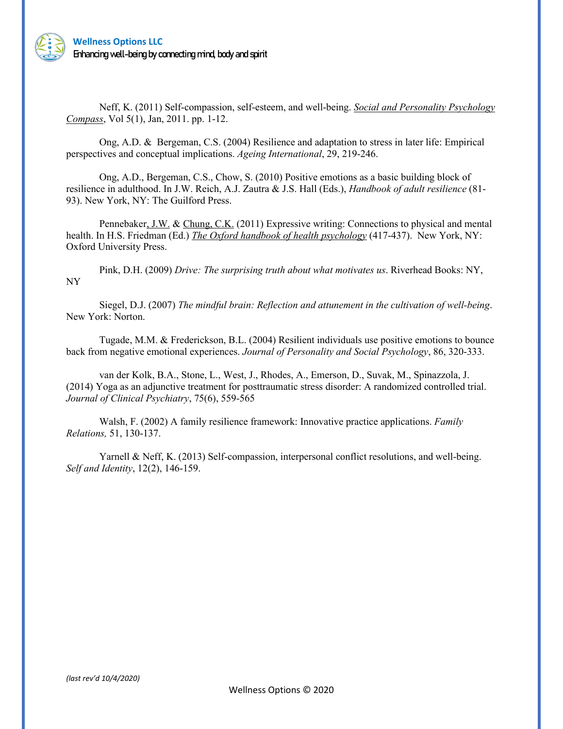Neff, K. (2011) Self-compassion, self-esteem, and well-being. *Social and Personality Psychology Compass*, Vol 5(1), Jan, 2011. pp. 1-12.

Ong, A.D. & Bergeman, C.S. (2004) Resilience and adaptation to stress in later life: Empirical perspectives and conceptual implications. *Ageing International*, 29, 219-246.

Ong, A.D., Bergeman, C.S., Chow, S. (2010) Positive emotions as a basic building block of resilience in adulthood. In J.W. Reich, A.J. Zautra & J.S. Hall (Eds.), *Handbook of adult resilience* (81-93). New York, NY: The Guilford Press.

Pennebaker, J.W. & Chung, C.K. (2011) Expressive writing: Connections to physical and mental health. In H.S. Friedman (Ed.) *The Oxford handbook of health psychology* (417-437). New York, NY: Oxford University Press.

Pink, D.H. (2009) *Drive: The surprising truth about what motivates us*. Riverhead Books: NY, NY

Siegel, D.J. (2007) *The mindful brain: Reflection and attunement in the cultivation of well-being*. New York: Norton.

Tugade, M.M. & Frederickson, B.L. (2004) Resilient individuals use positive emotions to bounce back from negative emotional experiences. *Journal of Personality and Social Psychology*, 86, 320-333.

van der Kolk, B.A., Stone, L., West, J., Rhodes, A., Emerson, D., Suvak, M., Spinazzola, J. (2014) Yoga as an adjunctive treatment for posttraumatic stress disorder: A randomized controlled trial. *Journal of Clinical Psychiatry*, 75(6), 559-565

Walsh, F. (2002) A family resilience framework: Innovative practice applications. *Family Relations,* 51, 130-137.

Yarnell & Neff, K. (2013) Self-compassion, interpersonal conflict resolutions, and well-being. *Self and Identity*, 12(2), 146-159.

*(last rev'd 10/4/2020)*